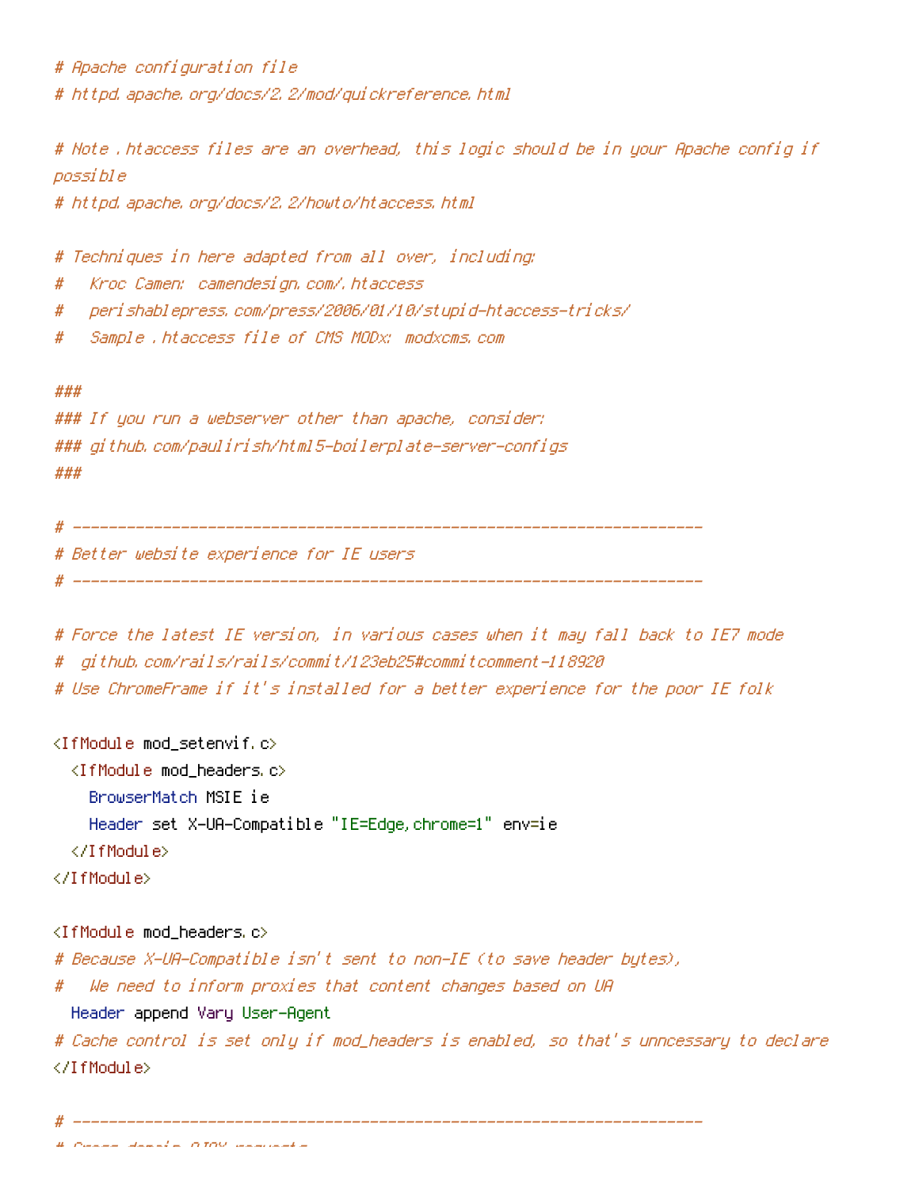```
# Apache configuration file
# httpd.apache.org/docs/2.2/mod/quickreference.html

# Note .htaccess files are an overhead, this logic should be in your Apache config if
possible
# httpd.apache.org/docs/2.2/howto/htaccess.html

# Techniques in here adapted from all over, including:
#   Kroc Camen: camendesign.com/.htaccess
#   perishablepress.com/press/2006/01/10/stupid-htaccess-tricks/
#   Sample .htaccess file of CMS MODx: modxcms.com

###
### If you run a webserver other than apache, consider:
### github.com/paulirish/html5-boilerplate-server-configs
###

# ----------------------------------------------------------------------
# Better website experience for IE users
# ----------------------------------------------------------------------

# Force the latest IE version, in various cases when it may fall back to IE7 mode
#  github.com/rails/rails/commit/123eb25#commitcomment-118920
# Use ChromeFrame if it's installed for a better experience for the poor IE folk

<IfModule mod_setenvif.c>
  <IfModule mod_headers.c>
    BrowserMatch MSIE ie
    Header set X-UA-Compatible "IE=Edge,chrome=1" env=ie
  </IfModule>
</IfModule>

<IfModule mod_headers.c>
# Because X-UA-Compatible isn't sent to non-IE (to save header bytes),
#   We need to inform proxies that content changes based on UA
  Header append Vary User-Agent
# Cache control is set only if mod_headers is enabled, so that's unncessary to declare
</IfModule>

# ----------------------------------------------------------------------
```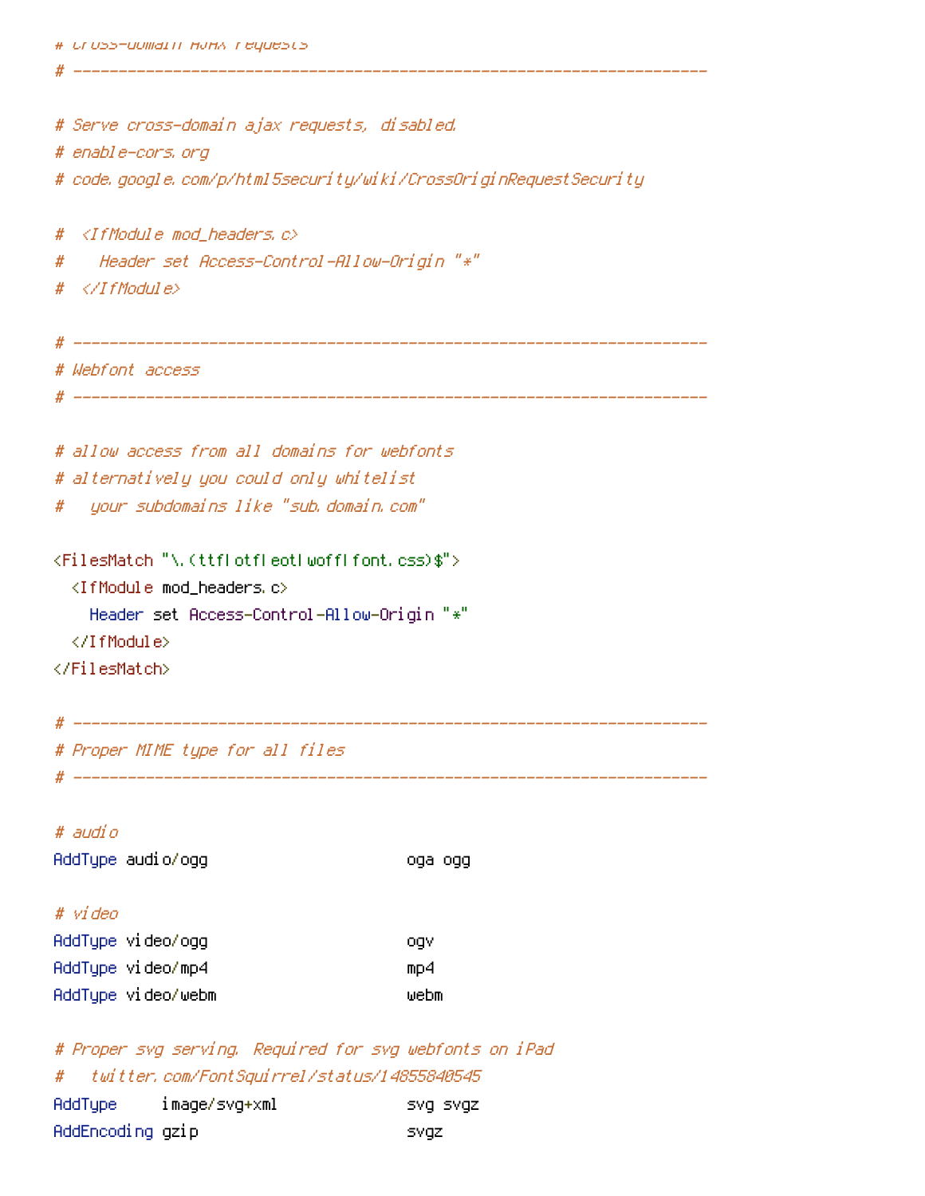```
# cross-domain AJAX requests
# ----------------------------------------------------------------------

# Serve cross-domain ajax requests, disabled.
# enable-cors.org
# code.google.com/p/html5security/wiki/CrossOriginRequestSecurity

#  <IfModule mod_headers.c>
#    Header set Access-Control-Allow-Origin "*"
#  </IfModule>

# ----------------------------------------------------------------------
# Webfont access
# ----------------------------------------------------------------------

# allow access from all domains for webfonts
# alternatively you could only whitelist
#   your subdomains like "sub.domain.com"

<FilesMatch "\.(ttf|otf|eot|woff|font.css)$">
  <IfModule mod_headers.c>
    Header set Access-Control-Allow-Origin "*"
  </IfModule>
</FilesMatch>

# ----------------------------------------------------------------------
# Proper MIME type for all files
# ----------------------------------------------------------------------

# audio
AddType audio/ogg                      oga ogg

# video
AddType video/ogg                      ogv
AddType video/mp4                      mp4
AddType video/webm                     webm

# Proper svg serving. Required for svg webfonts on iPad
#   twitter.com/FontSquirrel/status/14855840545
AddType     image/svg+xml              svg svgz
AddEncoding gzip                       svgz
```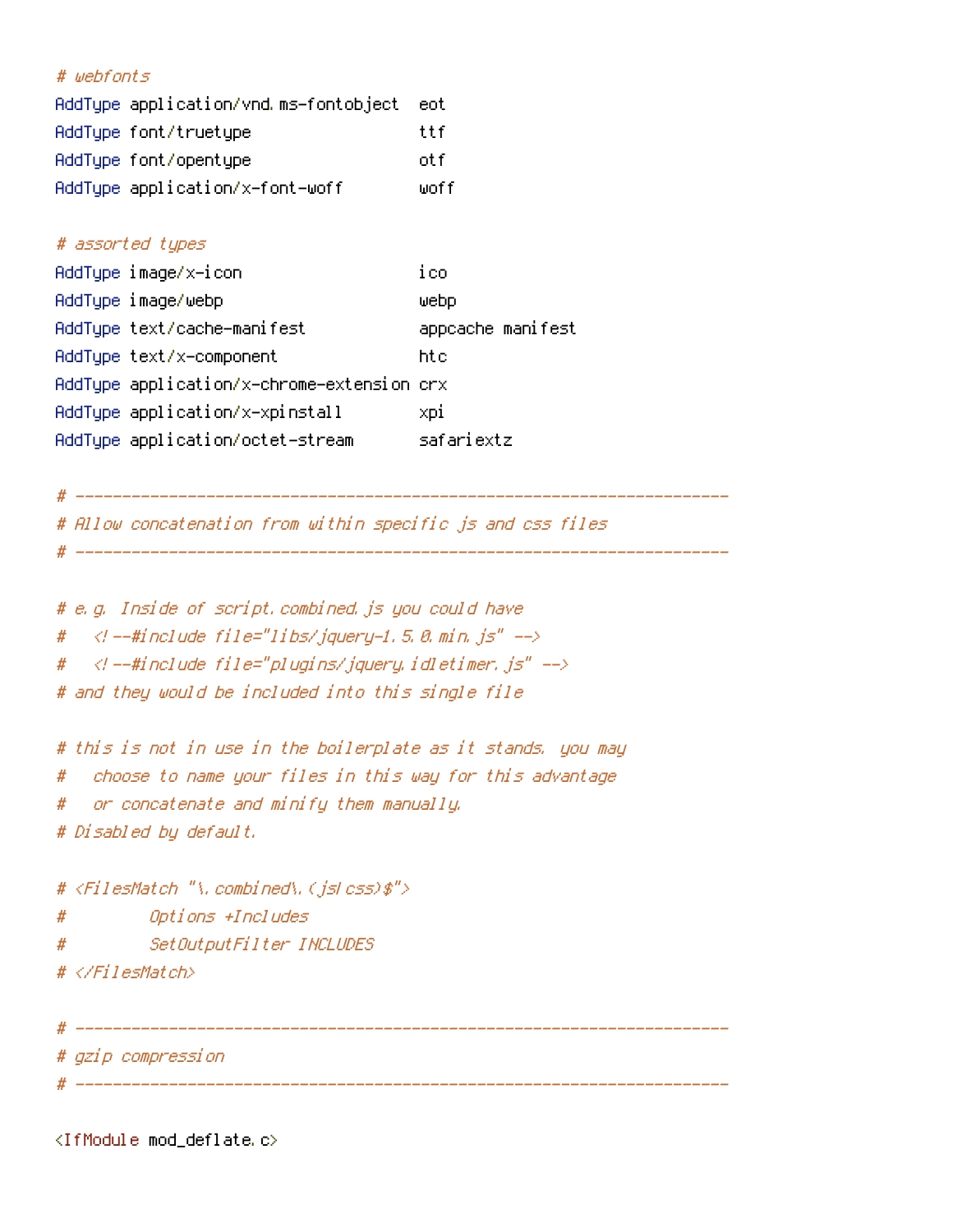```
# webfonts
AddType application/vnd.ms-fontobject  eot
AddType font/truetype                  ttf
AddType font/opentype                  otf
AddType application/x-font-woff        woff

# assorted types
AddType image/x-icon                   ico
AddType image/webp                     webp
AddType text/cache-manifest            appcache manifest
AddType text/x-component               htc
AddType application/x-chrome-extension crx
AddType application/x-xpinstall        xpi
AddType application/octet-stream       safariextz

# ----------------------------------------------------------------------
# Allow concatenation from within specific js and css files
# ----------------------------------------------------------------------

# e.g. Inside of script.combined.js you could have
#   <!--#include file="libs/jquery-1.5.0.min.js" -->
#   <!--#include file="plugins/jquery.idletimer.js" -->
# and they would be included into this single file

# this is not in use in the boilerplate as it stands. you may
#   choose to name your files in this way for this advantage
#   or concatenate and minify them manually.
# Disabled by default.

# <FilesMatch "\.combined\.(js|css)$">
#         Options +Includes
#         SetOutputFilter INCLUDES
# </FilesMatch>

# ----------------------------------------------------------------------
# gzip compression
# ----------------------------------------------------------------------

<IfModule mod_deflate.c>
```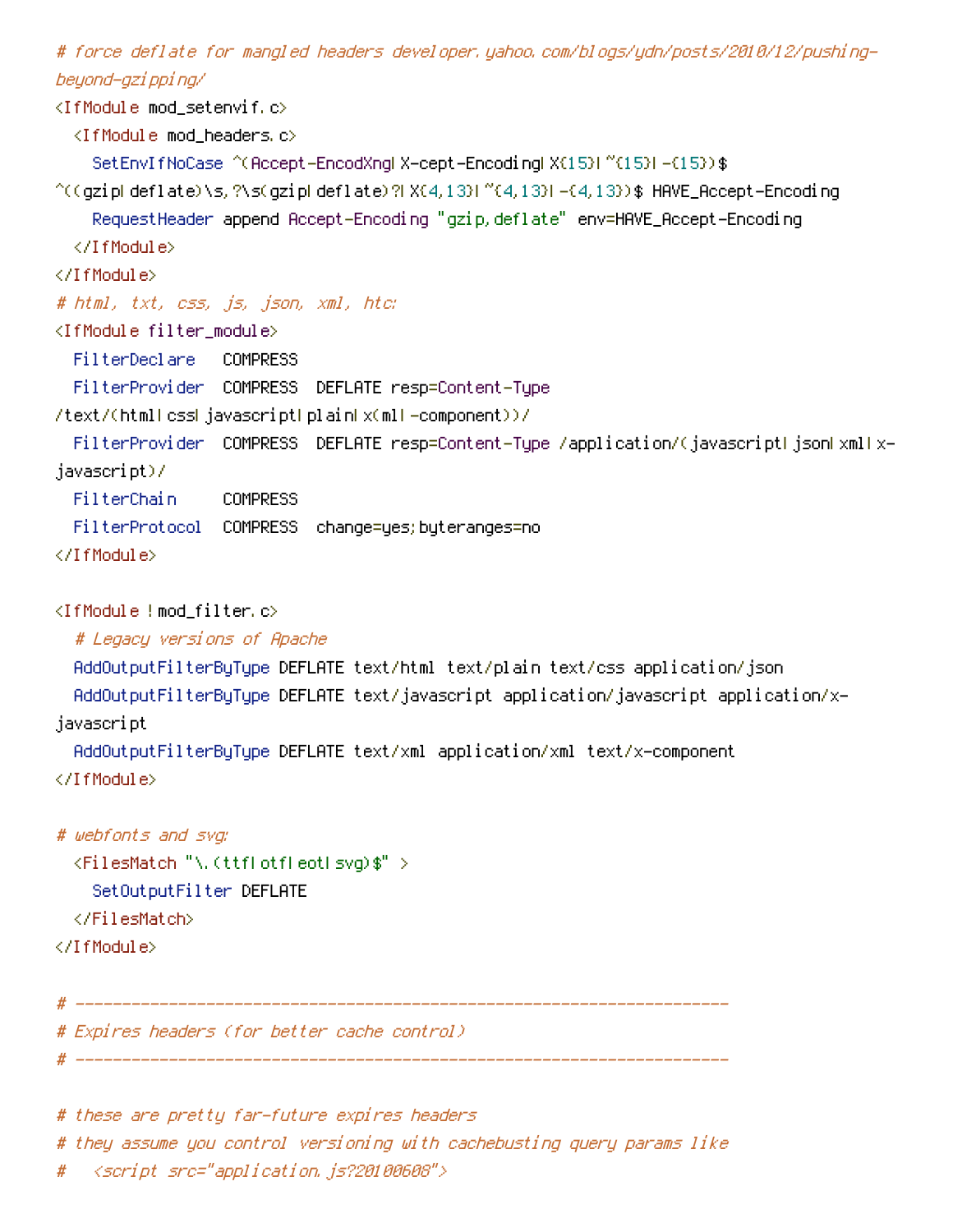```
# force deflate for mangled headers developer.yahoo.com/blogs/ydn/posts/2010/12/pushing-beyond-gzipping/
<IfModule mod_setenvif.c>
  <IfModule mod_headers.c>
    SetEnvIfNoCase ^(Accept-EncodXng|X-cept-Encoding|X{15}|~{15}|-{15})$ ^((gzip|deflate)\s,?\s(gzip|deflate)?|X{4,13}|~{4,13}|-{4,13})$ HAVE_Accept-Encoding
    RequestHeader append Accept-Encoding "gzip,deflate" env=HAVE_Accept-Encoding
  </IfModule>
</IfModule>
# html, txt, css, js, json, xml, htc:
<IfModule filter_module>
  FilterDeclare   COMPRESS
  FilterProvider  COMPRESS  DEFLATE resp=Content-Type /text/(html|css|javascript|plain|x(ml|-component))/
  FilterProvider  COMPRESS  DEFLATE resp=Content-Type /application/(javascript|json|xml|x-javascript)/
  FilterChain     COMPRESS
  FilterProtocol  COMPRESS  change=yes;byteranges=no
</IfModule>

<IfModule !mod_filter.c>
  # Legacy versions of Apache
  AddOutputFilterByType DEFLATE text/html text/plain text/css application/json
  AddOutputFilterByType DEFLATE text/javascript application/javascript application/x-javascript
  AddOutputFilterByType DEFLATE text/xml application/xml text/x-component
</IfModule>

# webfonts and svg:
  <FilesMatch "\.(ttf|otf|eot|svg)$" >
    SetOutputFilter DEFLATE
  </FilesMatch>
</IfModule>

# ----------------------------------------------------------------------
# Expires headers (for better cache control)
# ----------------------------------------------------------------------

# these are pretty far-future expires headers
# they assume you control versioning with cachebusting query params like
#   <script src="application.js?20100608">
```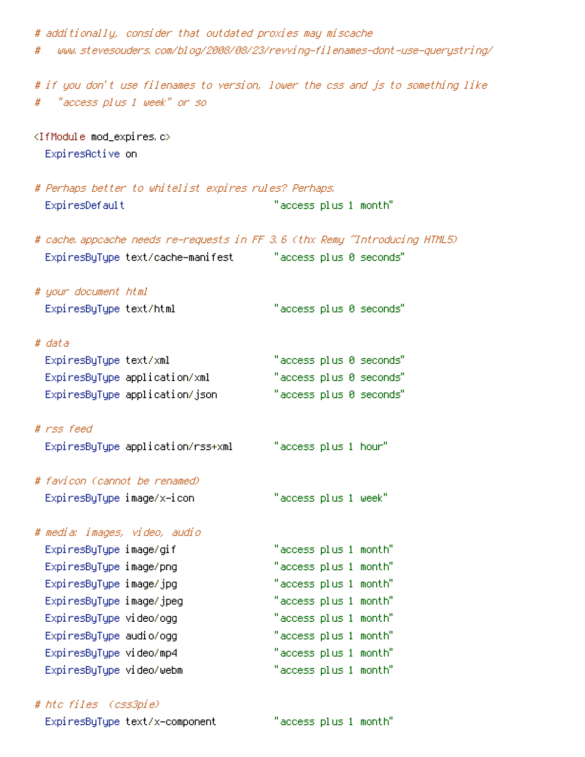```
# additionally, consider that outdated proxies may miscache
#   www.stevesouders.com/blog/2008/08/23/revving-filenames-dont-use-querystring/

# if you don't use filenames to version, lower the css and js to something like
#   "access plus 1 week" or so

<IfModule mod_expires.c>
  ExpiresActive on

# Perhaps better to whitelist expires rules? Perhaps.
  ExpiresDefault                          "access plus 1 month"

# cache.appcache needs re-requests in FF 3.6 (thx Remy ~Introducing HTML5)
  ExpiresByType text/cache-manifest       "access plus 0 seconds"

# your document html
  ExpiresByType text/html                 "access plus 0 seconds"

# data
  ExpiresByType text/xml                  "access plus 0 seconds"
  ExpiresByType application/xml           "access plus 0 seconds"
  ExpiresByType application/json          "access plus 0 seconds"

# rss feed
  ExpiresByType application/rss+xml       "access plus 1 hour"

# favicon (cannot be renamed)
  ExpiresByType image/x-icon              "access plus 1 week"

# media: images, video, audio
  ExpiresByType image/gif                 "access plus 1 month"
  ExpiresByType image/png                 "access plus 1 month"
  ExpiresByType image/jpg                 "access plus 1 month"
  ExpiresByType image/jpeg                "access plus 1 month"
  ExpiresByType video/ogg                 "access plus 1 month"
  ExpiresByType audio/ogg                 "access plus 1 month"
  ExpiresByType video/mp4                 "access plus 1 month"
  ExpiresByType video/webm                "access plus 1 month"

# htc files  (css3pie)
  ExpiresByType text/x-component          "access plus 1 month"
```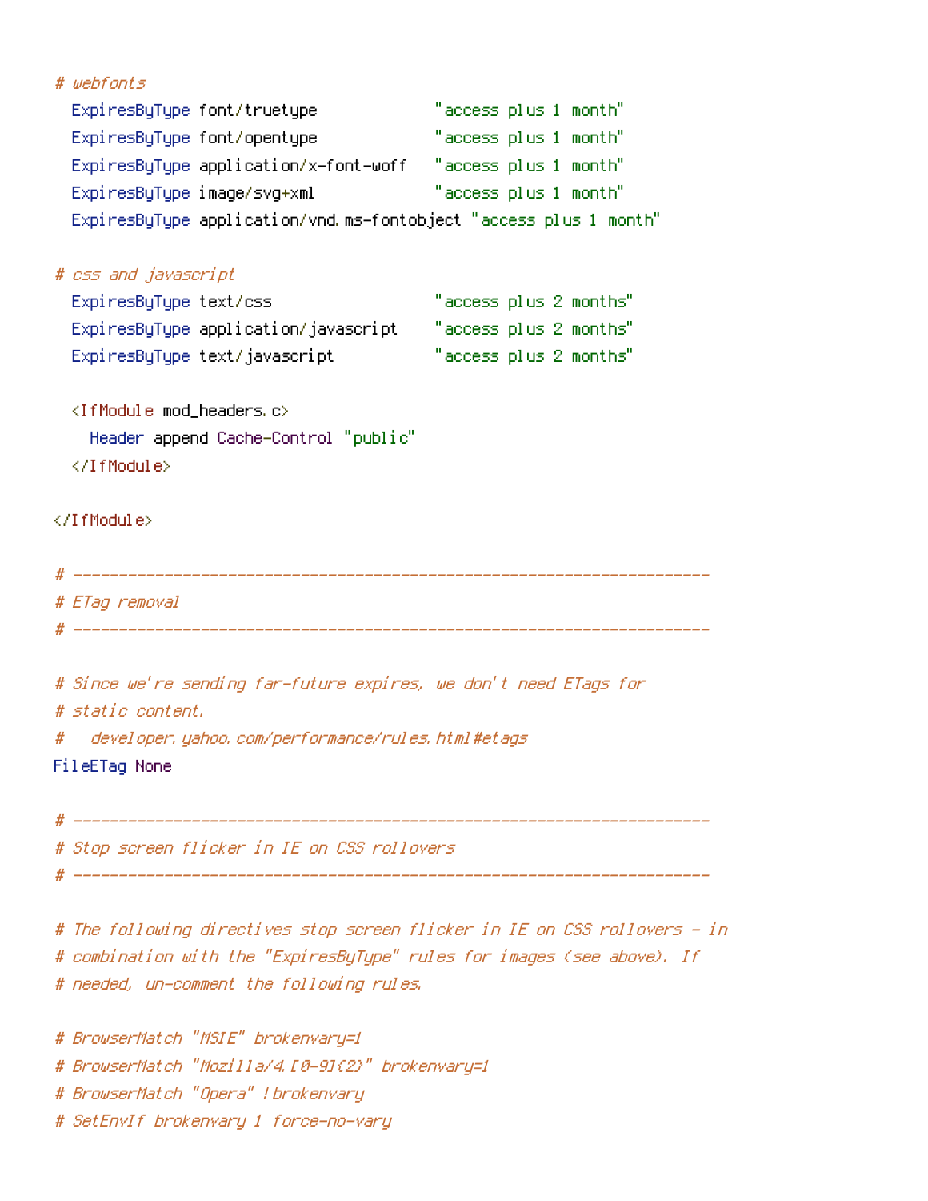```
# webfonts
  ExpiresByType font/truetype             "access plus 1 month"
  ExpiresByType font/opentype             "access plus 1 month"
  ExpiresByType application/x-font-woff   "access plus 1 month"
  ExpiresByType image/svg+xml             "access plus 1 month"
  ExpiresByType application/vnd.ms-fontobject "access plus 1 month"

# css and javascript
  ExpiresByType text/css                  "access plus 2 months"
  ExpiresByType application/javascript    "access plus 2 months"
  ExpiresByType text/javascript           "access plus 2 months"

  <IfModule mod_headers.c>
    Header append Cache-Control "public"
  </IfModule>

</IfModule>

# ----------------------------------------------------------------------
# ETag removal
# ----------------------------------------------------------------------

# Since we're sending far-future expires, we don't need ETags for
# static content.
#   developer.yahoo.com/performance/rules.html#etags
FileETag None

# ----------------------------------------------------------------------
# Stop screen flicker in IE on CSS rollovers
# ----------------------------------------------------------------------

# The following directives stop screen flicker in IE on CSS rollovers - in
# combination with the "ExpiresByType" rules for images (see above). If
# needed, un-comment the following rules.

# BrowserMatch "MSIE" brokenvary=1
# BrowserMatch "Mozilla/4.[0-9]{2}" brokenvary=1
# BrowserMatch "Opera" !brokenvary
# SetEnvIf brokenvary 1 force-no-vary
```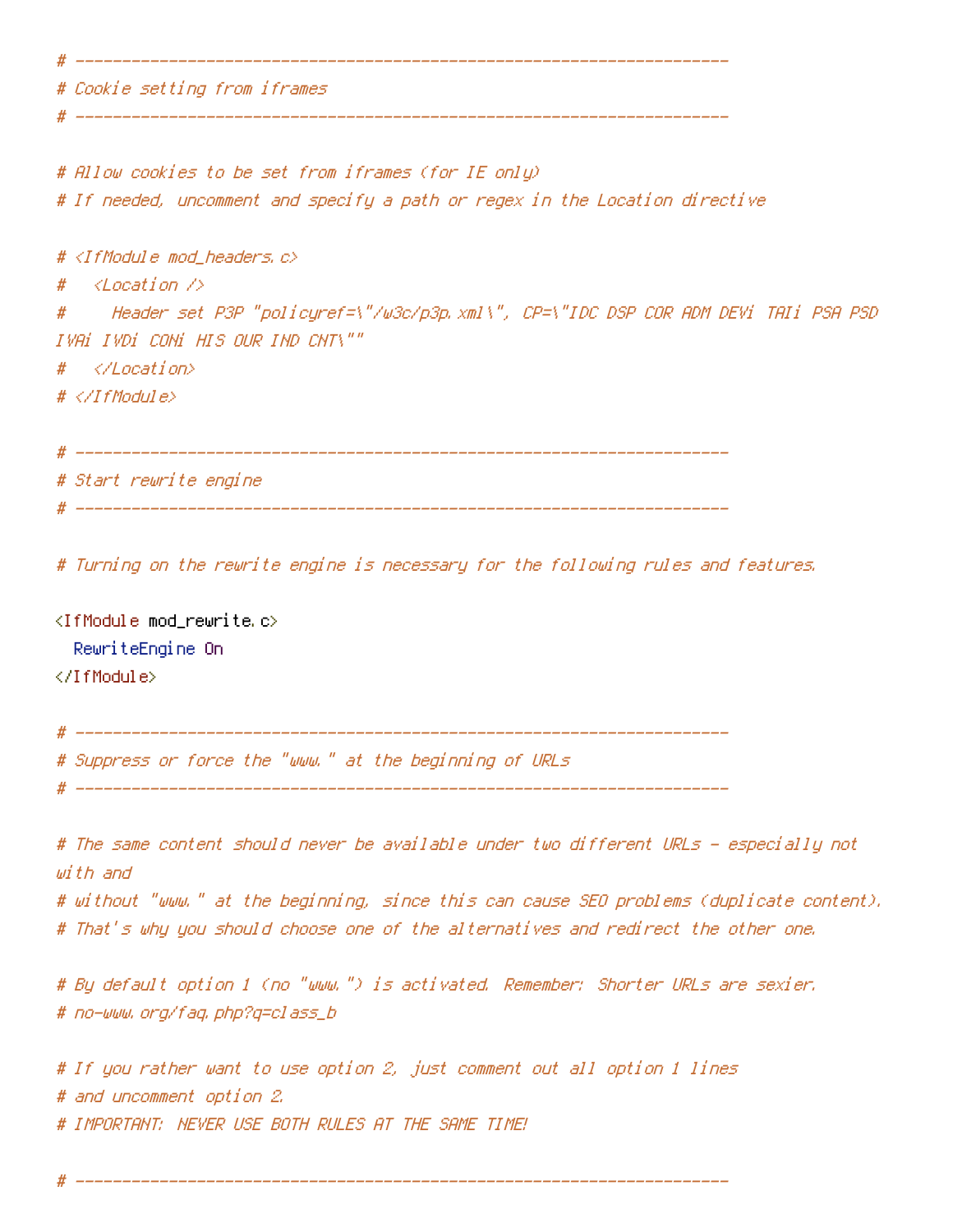```
# ----------------------------------------------------------------------
# Cookie setting from iframes
# ----------------------------------------------------------------------

# Allow cookies to be set from iframes (for IE only)
# If needed, uncomment and specify a path or regex in the Location directive

# <IfModule mod_headers.c>
#   <Location />
#     Header set P3P "policyref=\"/w3c/p3p.xml\", CP=\"IDC DSP COR ADM DEVi TAIi PSA PSD
IVAi IVDi CONi HIS OUR IND CNT\""
#   </Location>
# </IfModule>

# ----------------------------------------------------------------------
# Start rewrite engine
# ----------------------------------------------------------------------

# Turning on the rewrite engine is necessary for the following rules and features.

<IfModule mod_rewrite.c>
  RewriteEngine On
</IfModule>

# ----------------------------------------------------------------------
# Suppress or force the "www." at the beginning of URLs
# ----------------------------------------------------------------------

# The same content should never be available under two different URLs - especially not
with and
# without "www." at the beginning, since this can cause SEO problems (duplicate content).
# That's why you should choose one of the alternatives and redirect the other one.

# By default option 1 (no "www.") is activated. Remember: Shorter URLs are sexier.
# no-www.org/faq.php?q=class_b

# If you rather want to use option 2, just comment out all option 1 lines
# and uncomment option 2.
# IMPORTANT: NEVER USE BOTH RULES AT THE SAME TIME!

# ----------------------------------------------------------------------
```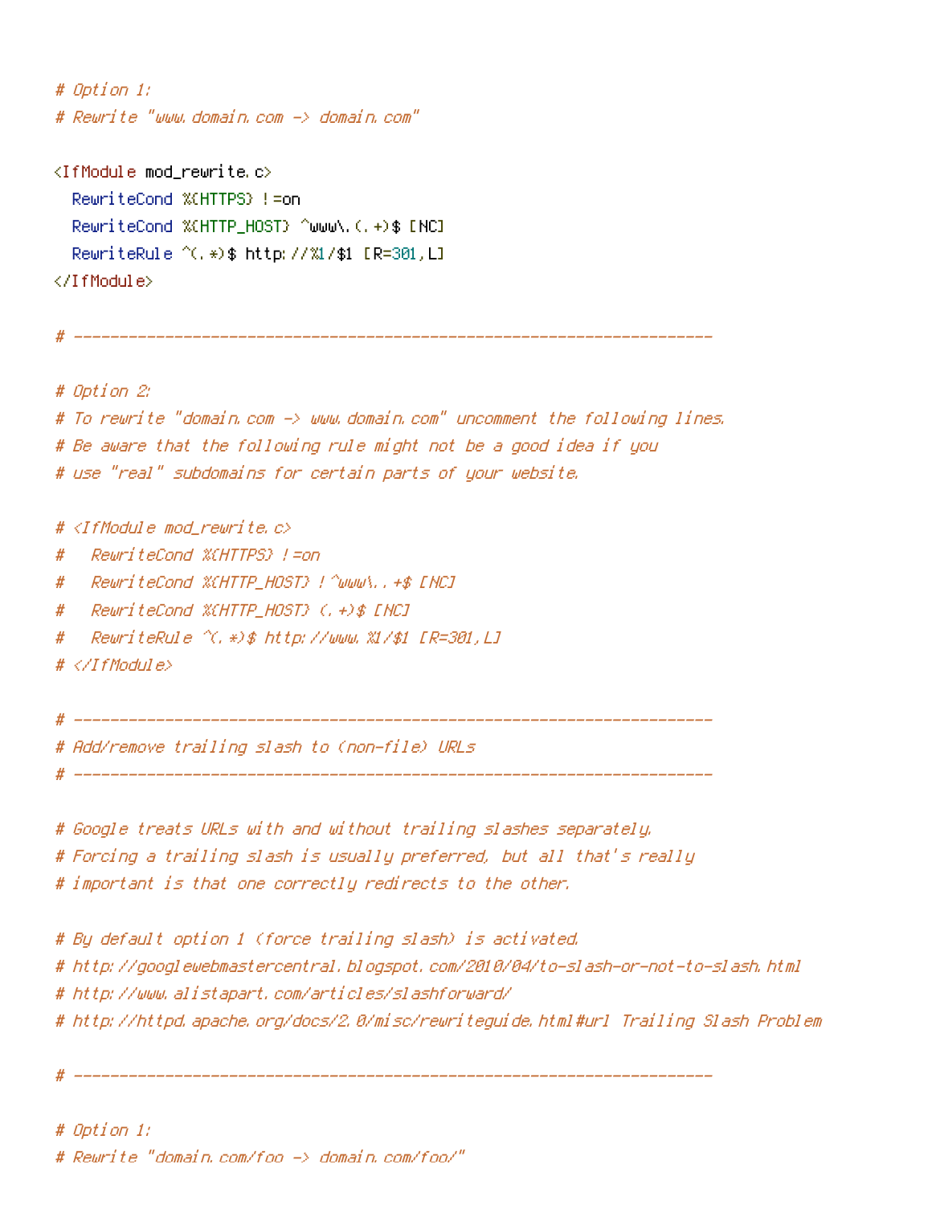```
# Option 1:
# Rewrite "www.domain.com -> domain.com"

<IfModule mod_rewrite.c>
  RewriteCond %{HTTPS} !=on
  RewriteCond %{HTTP_HOST} ^www\.(.+)$ [NC]
  RewriteRule ^(.*)$ http://%1/$1 [R=301,L]
</IfModule>

# ----------------------------------------------------------------------

# Option 2:
# To rewrite "domain.com -> www.domain.com" uncomment the following lines.
# Be aware that the following rule might not be a good idea if you
# use "real" subdomains for certain parts of your website.

# <IfModule mod_rewrite.c>
#   RewriteCond %{HTTPS} !=on
#   RewriteCond %{HTTP_HOST} !^www\..+$ [NC]
#   RewriteCond %{HTTP_HOST} (.+)$ [NC]
#   RewriteRule ^(.*)$ http://www.%1/$1 [R=301,L]
# </IfModule>

# ----------------------------------------------------------------------
# Add/remove trailing slash to (non-file) URLs
# ----------------------------------------------------------------------

# Google treats URLs with and without trailing slashes separately.
# Forcing a trailing slash is usually preferred, but all that's really
# important is that one correctly redirects to the other.

# By default option 1 (force trailing slash) is activated.
# http://googlewebmastercentral.blogspot.com/2010/04/to-slash-or-not-to-slash.html
# http://www.alistapart.com/articles/slashforward/
# http://httpd.apache.org/docs/2.0/misc/rewriteguide.html#url Trailing Slash Problem

# ----------------------------------------------------------------------

# Option 1:
# Rewrite "domain.com/foo -> domain.com/foo/"
```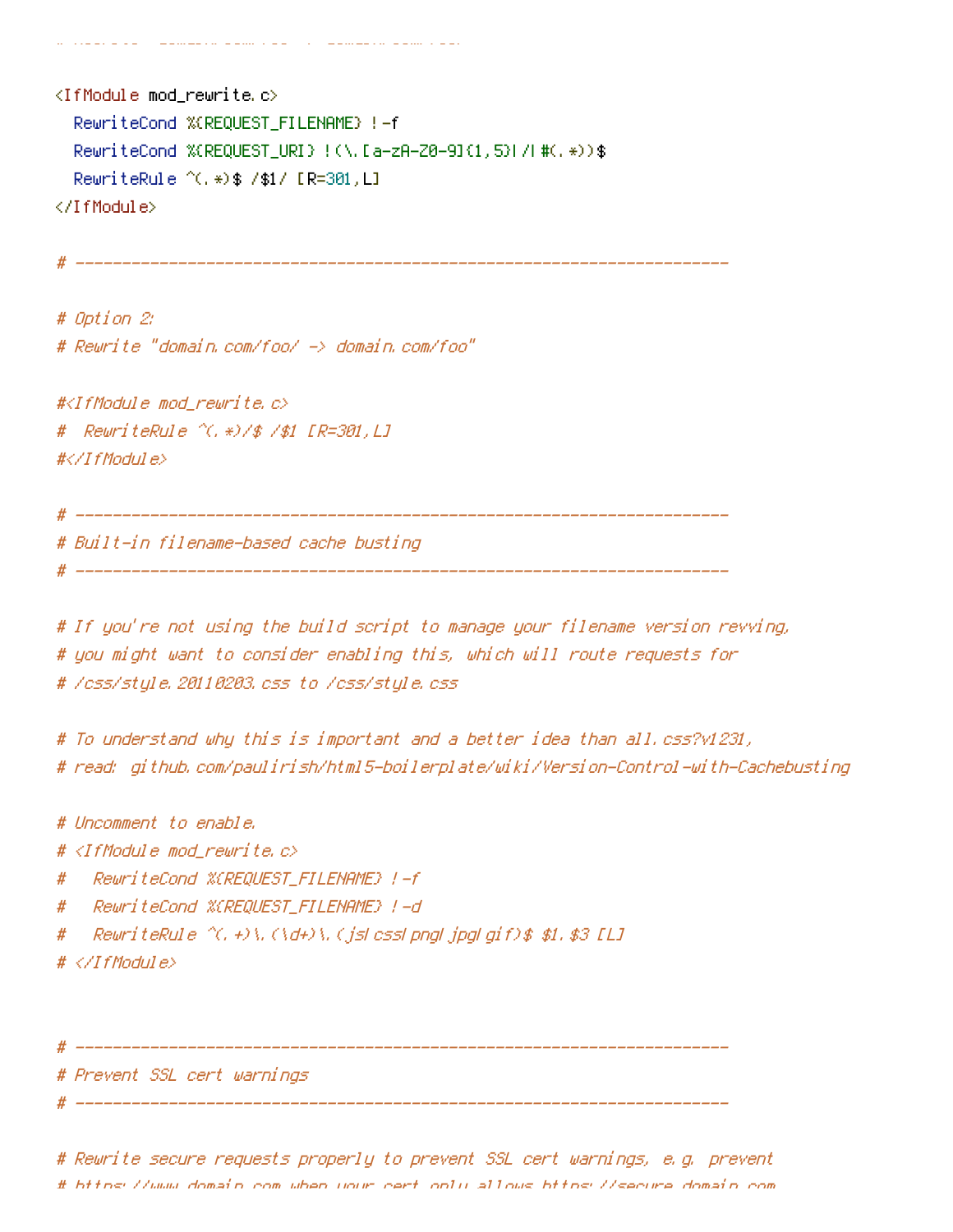```
# Rewrite "domain.com/foo -> domain.com/foo/"

<IfModule mod_rewrite.c>
  RewriteCond %{REQUEST_FILENAME} !-f
  RewriteCond %{REQUEST_URI} !(\.[a-zA-Z0-9]{1,5}|/|#(.*))$
  RewriteRule ^(.*)$ /$1/ [R=301,L]
</IfModule>

# ----------------------------------------------------------------------

# Option 2:
# Rewrite "domain.com/foo/ -> domain.com/foo"

#<IfModule mod_rewrite.c>
#  RewriteRule ^(.*)/$ /$1 [R=301,L]
#</IfModule>

# ----------------------------------------------------------------------
# Built-in filename-based cache busting
# ----------------------------------------------------------------------

# If you're not using the build script to manage your filename version revving,
# you might want to consider enabling this, which will route requests for
# /css/style.20110203.css to /css/style.css

# To understand why this is important and a better idea than all.css?v1231,
# read: github.com/paulirish/html5-boilerplate/wiki/Version-Control-with-Cachebusting

# Uncomment to enable.
# <IfModule mod_rewrite.c>
#   RewriteCond %{REQUEST_FILENAME} !-f
#   RewriteCond %{REQUEST_FILENAME} !-d
#   RewriteRule ^(.+)\.(\d+)\.(js|css|png|jpg|gif)$ $1.$3 [L]
# </IfModule>


# ----------------------------------------------------------------------
# Prevent SSL cert warnings
# ----------------------------------------------------------------------

# Rewrite secure requests properly to prevent SSL cert warnings, e.g. prevent
# https://www.domain.com when your cert only allows https://secure.domain.com
```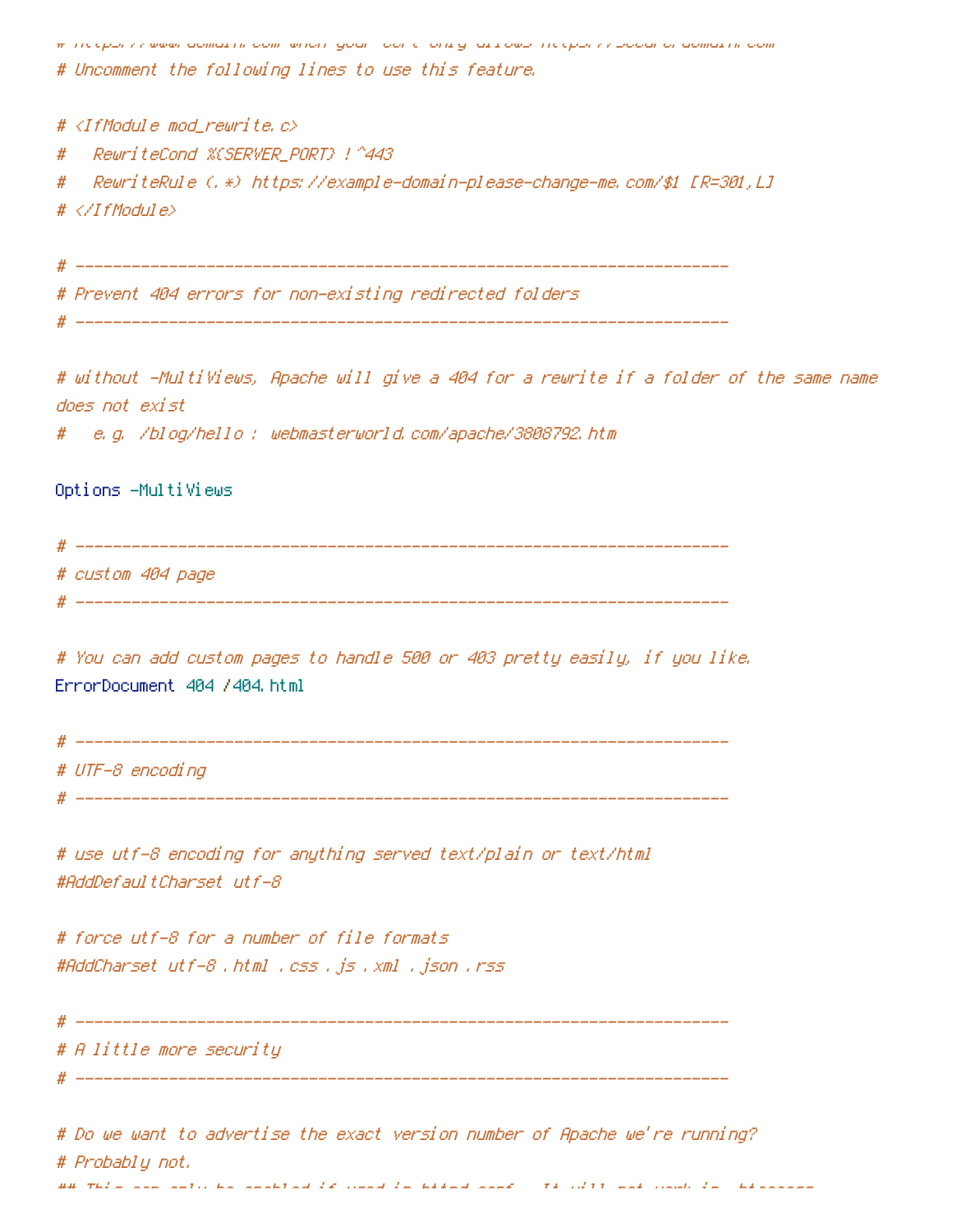```
# https://www.domain.com when your cert only allows https://secure.domain.com
# Uncomment the following lines to use this feature.

# <IfModule mod_rewrite.c>
#   RewriteCond %{SERVER_PORT} !^443
#   RewriteRule (.*) https://example-domain-please-change-me.com/$1 [R=301,L]
# </IfModule>

# ----------------------------------------------------------------------
# Prevent 404 errors for non-existing redirected folders
# ----------------------------------------------------------------------

# without -MultiViews, Apache will give a 404 for a rewrite if a folder of the same name does not exist
#   e.g. /blog/hello : webmasterworld.com/apache/3808792.htm

Options -MultiViews

# ----------------------------------------------------------------------
# custom 404 page
# ----------------------------------------------------------------------

# You can add custom pages to handle 500 or 403 pretty easily, if you like.
ErrorDocument 404 /404.html

# ----------------------------------------------------------------------
# UTF-8 encoding
# ----------------------------------------------------------------------

# use utf-8 encoding for anything served text/plain or text/html
#AddDefaultCharset utf-8

# force utf-8 for a number of file formats
#AddCharset utf-8 .html .css .js .xml .json .rss

# ----------------------------------------------------------------------
# A little more security
# ----------------------------------------------------------------------

# Do we want to advertise the exact version number of Apache we're running?
# Probably not.
## This can only be enabled if used in httpd.conf - It will not work in .htaccess
```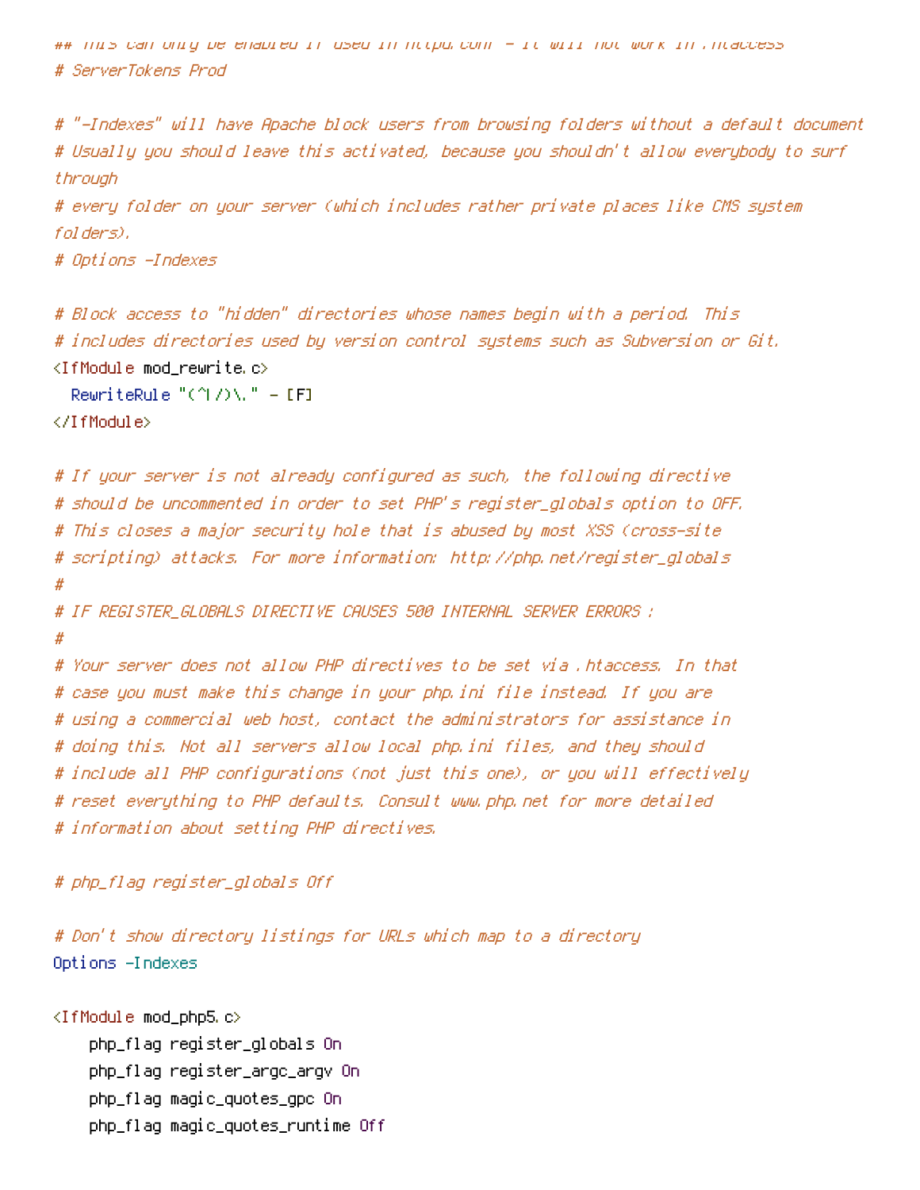```
## This can only be enabled if used in httpd.conf - It will not work in .htaccess
# ServerTokens Prod

# "-Indexes" will have Apache block users from browsing folders without a default document
# Usually you should leave this activated, because you shouldn't allow everybody to surf
through
# every folder on your server (which includes rather private places like CMS system
folders).
# Options -Indexes

# Block access to "hidden" directories whose names begin with a period. This
# includes directories used by version control systems such as Subversion or Git.
<IfModule mod_rewrite.c>
  RewriteRule "(^|/)\." - [F]
</IfModule>

# If your server is not already configured as such, the following directive
# should be uncommented in order to set PHP's register_globals option to OFF.
# This closes a major security hole that is abused by most XSS (cross-site
# scripting) attacks. For more information: http://php.net/register_globals
#
# IF REGISTER_GLOBALS DIRECTIVE CAUSES 500 INTERNAL SERVER ERRORS :
#
# Your server does not allow PHP directives to be set via .htaccess. In that
# case you must make this change in your php.ini file instead. If you are
# using a commercial web host, contact the administrators for assistance in
# doing this. Not all servers allow local php.ini files, and they should
# include all PHP configurations (not just this one), or you will effectively
# reset everything to PHP defaults. Consult www.php.net for more detailed
# information about setting PHP directives.

# php_flag register_globals Off

# Don't show directory listings for URLs which map to a directory
Options -Indexes

<IfModule mod_php5.c>
    php_flag register_globals On
    php_flag register_argc_argv On
    php_flag magic_quotes_gpc On
    php_flag magic_quotes_runtime Off
```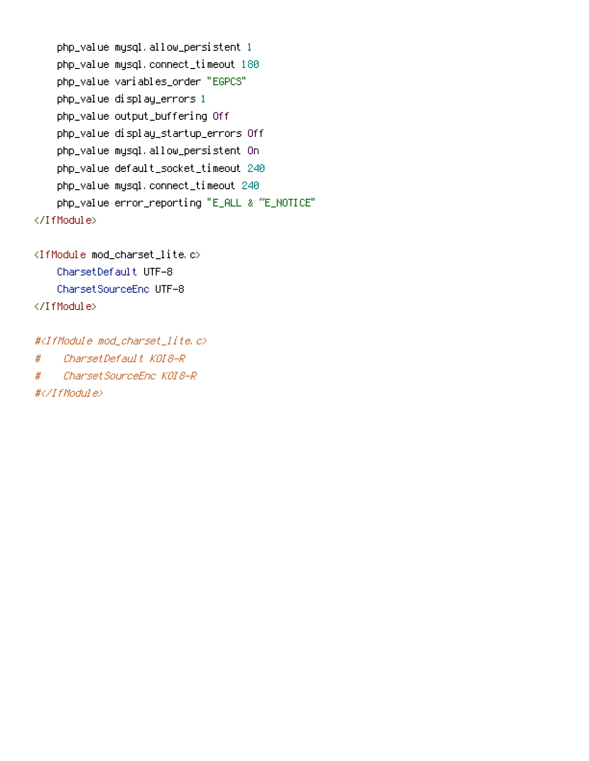```
    php_value mysql.allow_persistent 1
    php_value mysql.connect_timeout 180
    php_value variables_order "EGPCS"
    php_value display_errors 1
    php_value output_buffering Off
    php_value display_startup_errors Off
    php_value mysql.allow_persistent On
    php_value default_socket_timeout 240
    php_value mysql.connect_timeout 240
    php_value error_reporting "E_ALL & ~E_NOTICE"
</IfModule>

<IfModule mod_charset_lite.c>
    CharsetDefault UTF-8
    CharsetSourceEnc UTF-8
</IfModule>

#<IfModule mod_charset_lite.c>
#    CharsetDefault KOI8-R
#    CharsetSourceEnc KOI8-R
#</IfModule>
```